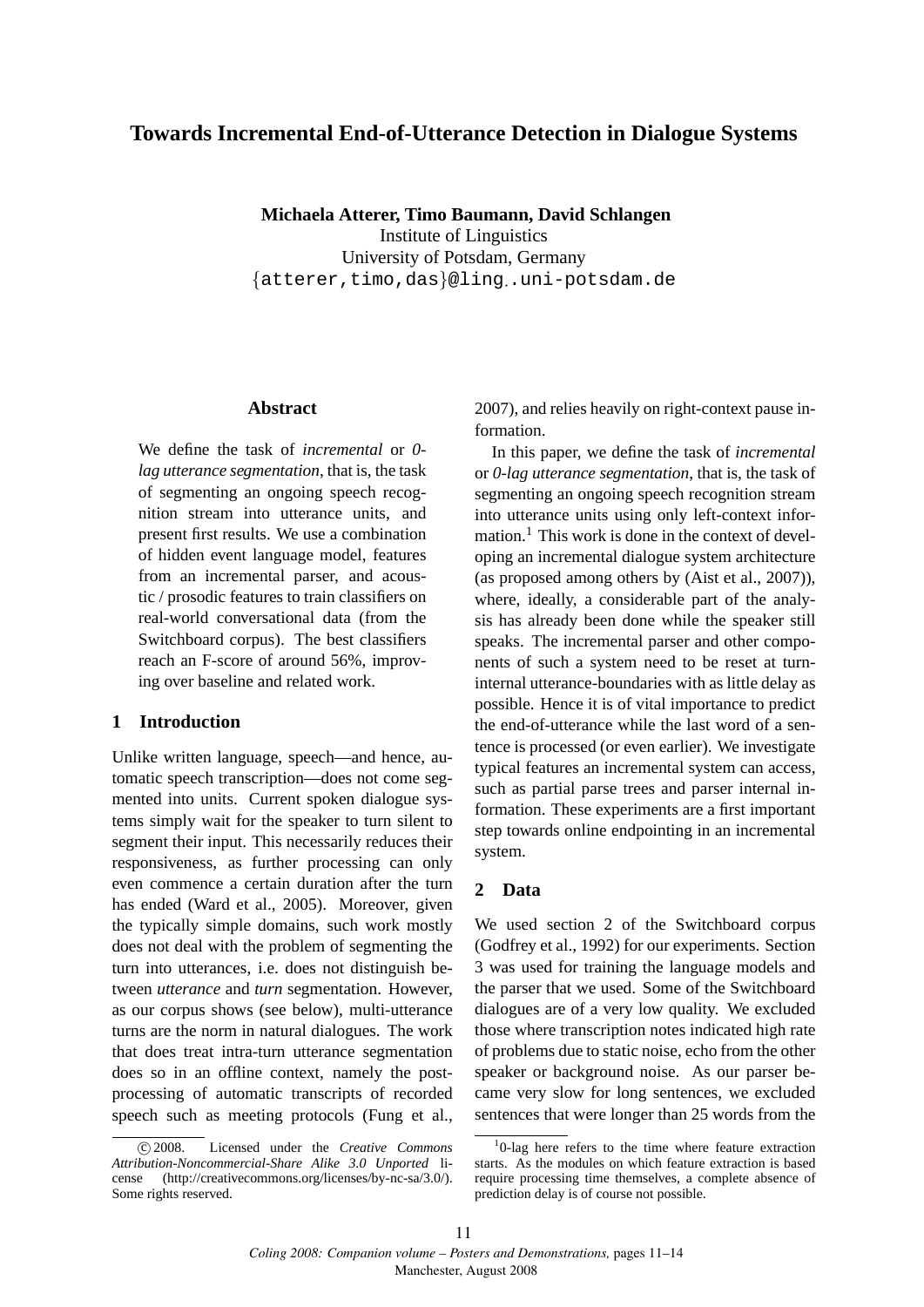# Towards Incremental End-of-Utterance Detection in Dialogue Systems

**Michaela Atterer, Timo Baumann, David Schlangen**
Institute of Linguistics
University of Potsdam, Germany
{atterer,timo,das}@ling.uni-potsdam.de

## Abstract

We define the task of *incremental* or *0-lag utterance segmentation*, that is, the task of segmenting an ongoing speech recognition stream into utterance units, and present first results. We use a combination of hidden event language model, features from an incremental parser, and acoustic / prosodic features to train classifiers on real-world conversational data (from the Switchboard corpus). The best classifiers reach an F-score of around 56%, improving over baseline and related work.

## 1 Introduction

Unlike written language, speech—and hence, automatic speech transcription—does not come segmented into units. Current spoken dialogue systems simply wait for the speaker to turn silent to segment their input. This necessarily reduces their responsiveness, as further processing can only even commence a certain duration after the turn has ended (Ward et al., 2005). Moreover, given the typically simple domains, such work mostly does not deal with the problem of segmenting the turn into utterances, i.e. does not distinguish between *utterance* and *turn* segmentation. However, as our corpus shows (see below), multi-utterance turns are the norm in natural dialogues. The work that does treat intra-turn utterance segmentation does so in an offline context, namely the post-processing of automatic transcripts of recorded speech such as meeting protocols (Fung et al., 2007), and relies heavily on right-context pause information.

In this paper, we define the task of *incremental* or *0-lag utterance segmentation*, that is, the task of segmenting an ongoing speech recognition stream into utterance units using only left-context information.[1] This work is done in the context of developing an incremental dialogue system architecture (as proposed among others by (Aist et al., 2007)), where, ideally, a considerable part of the analysis has already been done while the speaker still speaks. The incremental parser and other components of such a system need to be reset at turn-internal utterance-boundaries with as little delay as possible. Hence it is of vital importance to predict the end-of-utterance while the last word of a sentence is processed (or even earlier). We investigate typical features an incremental system can access, such as partial parse trees and parser internal information. These experiments are a first important step towards online endpointing in an incremental system.

## 2 Data

We used section 2 of the Switchboard corpus (Godfrey et al., 1992) for our experiments. Section 3 was used for training the language models and the parser that we used. Some of the Switchboard dialogues are of a very low quality. We excluded those where transcription notes indicated high rate of problems due to static noise, echo from the other speaker or background noise. As our parser became very slow for long sentences, we excluded sentences that were longer than 25 words from the

---

© 2008. Licensed under the *Creative Commons Attribution-Noncommercial-Share Alike 3.0 Unported* license (http://creativecommons.org/licenses/by-nc-sa/3.0/). Some rights reserved.

[1] 0-lag here refers to the time where feature extraction starts. As the modules on which feature extraction is based require processing time themselves, a complete absence of prediction delay is of course not possible.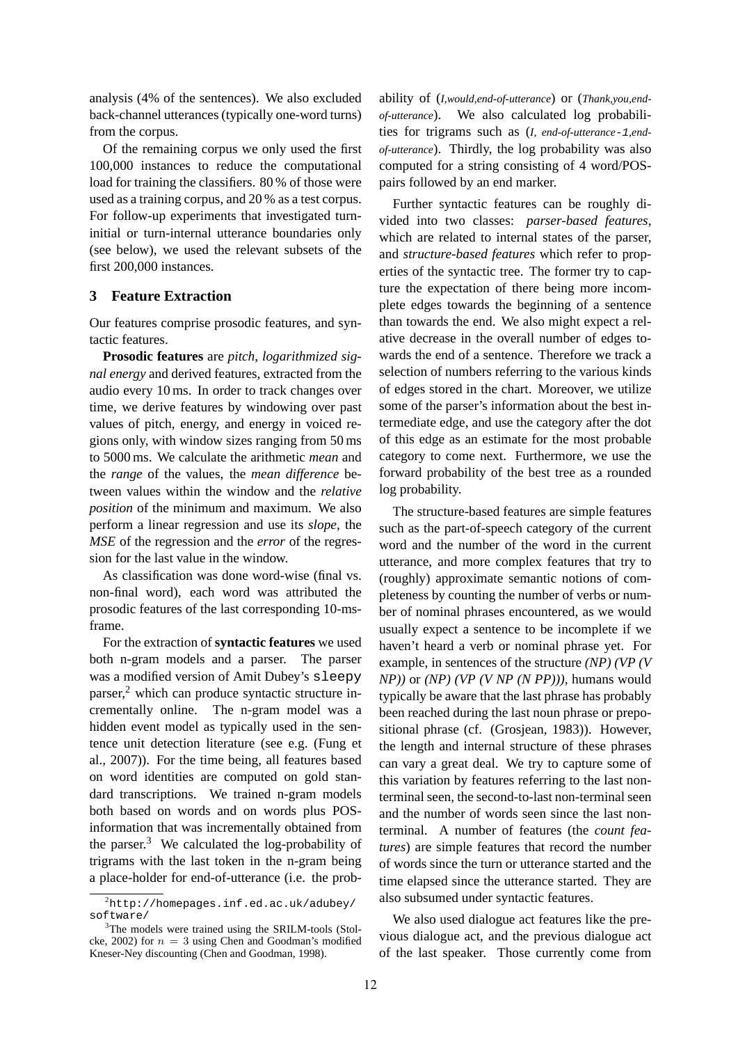analysis (4% of the sentences). We also excluded back-channel utterances (typically one-word turns) from the corpus.

Of the remaining corpus we only used the first 100,000 instances to reduce the computational load for training the classifiers. 80 % of those were used as a training corpus, and 20 % as a test corpus. For follow-up experiments that investigated turn-initial or turn-internal utterance boundaries only (see below), we used the relevant subsets of the first 200,000 instances.

## 3 Feature Extraction

Our features comprise prosodic features, and syntactic features.

**Prosodic features** are *pitch*, *logarithmized signal energy* and derived features, extracted from the audio every 10 ms. In order to track changes over time, we derive features by windowing over past values of pitch, energy, and energy in voiced regions only, with window sizes ranging from 50 ms to 5000 ms. We calculate the arithmetic *mean* and the *range* of the values, the *mean difference* between values within the window and the *relative position* of the minimum and maximum. We also perform a linear regression and use its *slope*, the *MSE* of the regression and the *error* of the regression for the last value in the window.

As classification was done word-wise (final vs. non-final word), each word was attributed the prosodic features of the last corresponding 10-ms-frame.

For the extraction of **syntactic features** we used both n-gram models and a parser. The parser was a modified version of Amit Dubey's `sleepy` parser,[2] which can produce syntactic structure incrementally online. The n-gram model was a hidden event model as typically used in the sentence unit detection literature (see e.g. (Fung et al., 2007)). For the time being, all features based on word identities are computed on gold standard transcriptions. We trained n-gram models both based on words and on words plus POS-information that was incrementally obtained from the parser.[3] We calculated the log-probability of trigrams with the last token in the n-gram being a place-holder for end-of-utterance (i.e. the probability of (*I,would,end-of-utterance*) or (*Thank,you,end-of-utterance*). We also calculated log probabilities for trigrams such as (*I, end-of-utterance-1,end-of-utterance*). Thirdly, the log probability was also computed for a string consisting of 4 word/POS-pairs followed by an end marker.

Further syntactic features can be roughly divided into two classes: *parser-based features*, which are related to internal states of the parser, and *structure-based features* which refer to properties of the syntactic tree. The former try to capture the expectation of there being more incomplete edges towards the beginning of a sentence than towards the end. We also might expect a relative decrease in the overall number of edges towards the end of a sentence. Therefore we track a selection of numbers referring to the various kinds of edges stored in the chart. Moreover, we utilize some of the parser's information about the best intermediate edge, and use the category after the dot of this edge as an estimate for the most probable category to come next. Furthermore, we use the forward probability of the best tree as a rounded log probability.

The structure-based features are simple features such as the part-of-speech category of the current word and the number of the word in the current utterance, and more complex features that try to (roughly) approximate semantic notions of completeness by counting the number of verbs or number of nominal phrases encountered, as we would usually expect a sentence to be incomplete if we haven't heard a verb or nominal phrase yet. For example, in sentences of the structure *(NP) (VP (V NP))* or *(NP) (VP (V NP (N PP)))*, humans would typically be aware that the last phrase has probably been reached during the last noun phrase or prepositional phrase (cf. (Grosjean, 1983)). However, the length and internal structure of these phrases can vary a great deal. We try to capture some of this variation by features referring to the last non-terminal seen, the second-to-last non-terminal seen and the number of words seen since the last non-terminal. A number of features (the *count features*) are simple features that record the number of words since the turn or utterance started and the time elapsed since the utterance started. They are also subsumed under syntactic features.

We also used dialogue act features like the previous dialogue act, and the previous dialogue act of the last speaker. Those currently come from

[2] `http://homepages.inf.ed.ac.uk/adubey/software/`

[3] The models were trained using the SRILM-tools (Stolcke, 2002) for $n = 3$ using Chen and Goodman's modified Kneser-Ney discounting (Chen and Goodman, 1998).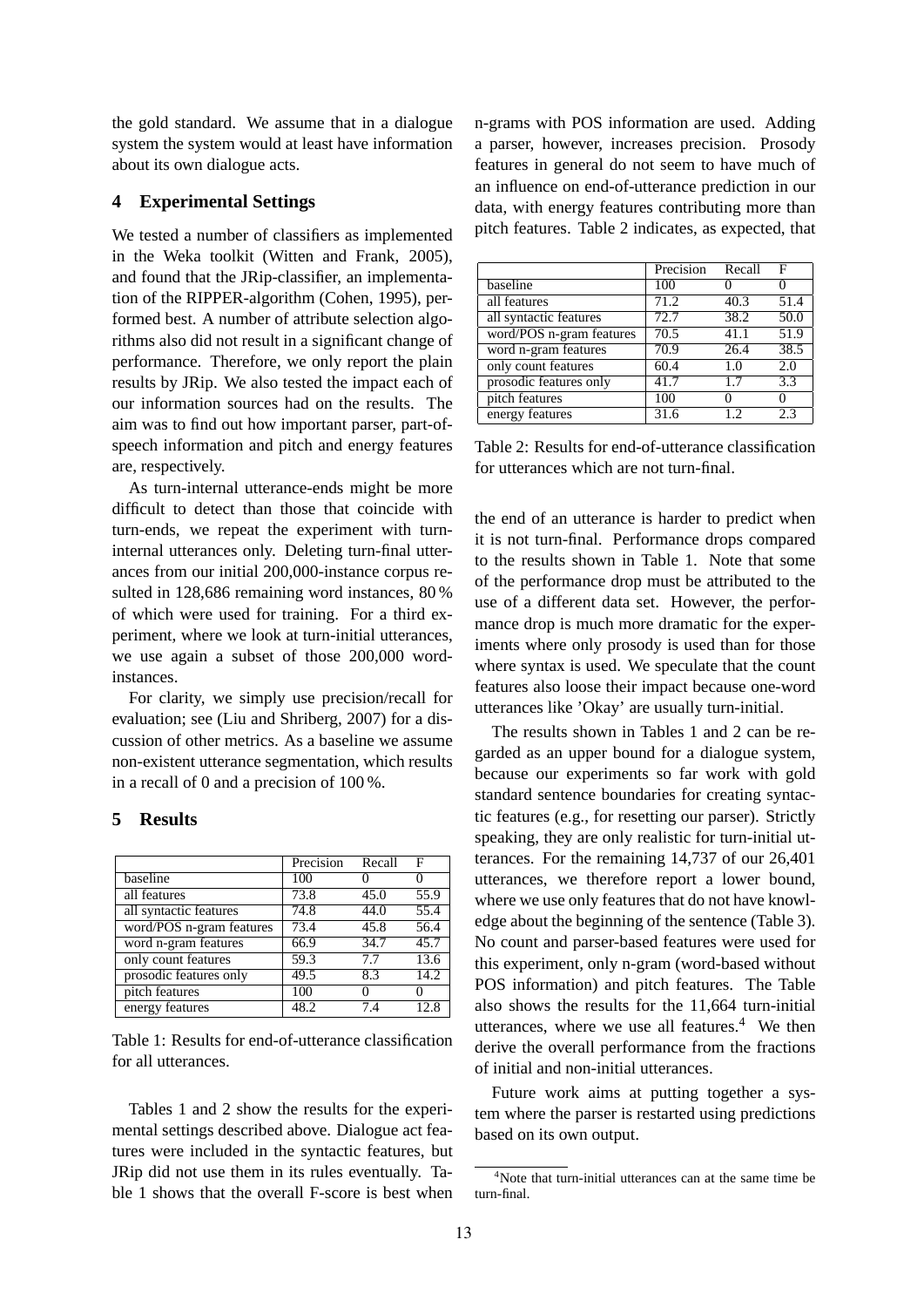the gold standard. We assume that in a dialogue system the system would at least have information about its own dialogue acts.

## 4 Experimental Settings

We tested a number of classifiers as implemented in the Weka toolkit (Witten and Frank, 2005), and found that the JRip-classifier, an implementation of the RIPPER-algorithm (Cohen, 1995), performed best. A number of attribute selection algorithms also did not result in a significant change of performance. Therefore, we only report the plain results by JRip. We also tested the impact each of our information sources had on the results. The aim was to find out how important parser, part-of-speech information and pitch and energy features are, respectively.

As turn-internal utterance-ends might be more difficult to detect than those that coincide with turn-ends, we repeat the experiment with turn-internal utterances only. Deleting turn-final utterances from our initial 200,000-instance corpus resulted in 128,686 remaining word instances, 80 % of which were used for training. For a third experiment, where we look at turn-initial utterances, we use again a subset of those 200,000 word-instances.

For clarity, we simply use precision/recall for evaluation; see (Liu and Shriberg, 2007) for a discussion of other metrics. As a baseline we assume non-existent utterance segmentation, which results in a recall of 0 and a precision of 100 %.

## 5 Results

| | Precision | Recall | F |
|---|---|---|---|
| baseline | 100 | 0 | 0 |
| all features | 73.8 | 45.0 | 55.9 |
| all syntactic features | 74.8 | 44.0 | 55.4 |
| word/POS n-gram features | 73.4 | 45.8 | 56.4 |
| word n-gram features | 66.9 | 34.7 | 45.7 |
| only count features | 59.3 | 7.7 | 13.6 |
| prosodic features only | 49.5 | 8.3 | 14.2 |
| pitch features | 100 | 0 | 0 |
| energy features | 48.2 | 7.4 | 12.8 |

Table 1: Results for end-of-utterance classification for all utterances.

Tables 1 and 2 show the results for the experimental settings described above. Dialogue act features were included in the syntactic features, but JRip did not use them in its rules eventually. Table 1 shows that the overall F-score is best when n-grams with POS information are used. Adding a parser, however, increases precision. Prosody features in general do not seem to have much of an influence on end-of-utterance prediction in our data, with energy features contributing more than pitch features. Table 2 indicates, as expected, that the end of an utterance is harder to predict when it is not turn-final. Performance drops compared to the results shown in Table 1. Note that some of the performance drop must be attributed to the use of a different data set. However, the performance drop is much more dramatic for the experiments where only prosody is used than for those where syntax is used. We speculate that the count features also loose their impact because one-word utterances like 'Okay' are usually turn-initial.

| | Precision | Recall | F |
|---|---|---|---|
| baseline | 100 | 0 | 0 |
| all features | 71.2 | 40.3 | 51.4 |
| all syntactic features | 72.7 | 38.2 | 50.0 |
| word/POS n-gram features | 70.5 | 41.1 | 51.9 |
| word n-gram features | 70.9 | 26.4 | 38.5 |
| only count features | 60.4 | 1.0 | 2.0 |
| prosodic features only | 41.7 | 1.7 | 3.3 |
| pitch features | 100 | 0 | 0 |
| energy features | 31.6 | 1.2 | 2.3 |

Table 2: Results for end-of-utterance classification for utterances which are not turn-final.

The results shown in Tables 1 and 2 can be regarded as an upper bound for a dialogue system, because our experiments so far work with gold standard sentence boundaries for creating syntactic features (e.g., for resetting our parser). Strictly speaking, they are only realistic for turn-initial utterances. For the remaining 14,737 of our 26,401 utterances, we therefore report a lower bound, where we use only features that do not have knowledge about the beginning of the sentence (Table 3). No count and parser-based features were used for this experiment, only n-gram (word-based without POS information) and pitch features. The Table also shows the results for the 11,664 turn-initial utterances, where we use all features.[4] We then derive the overall performance from the fractions of initial and non-initial utterances.

Future work aims at putting together a system where the parser is restarted using predictions based on its own output.

[4] Note that turn-initial utterances can at the same time be turn-final.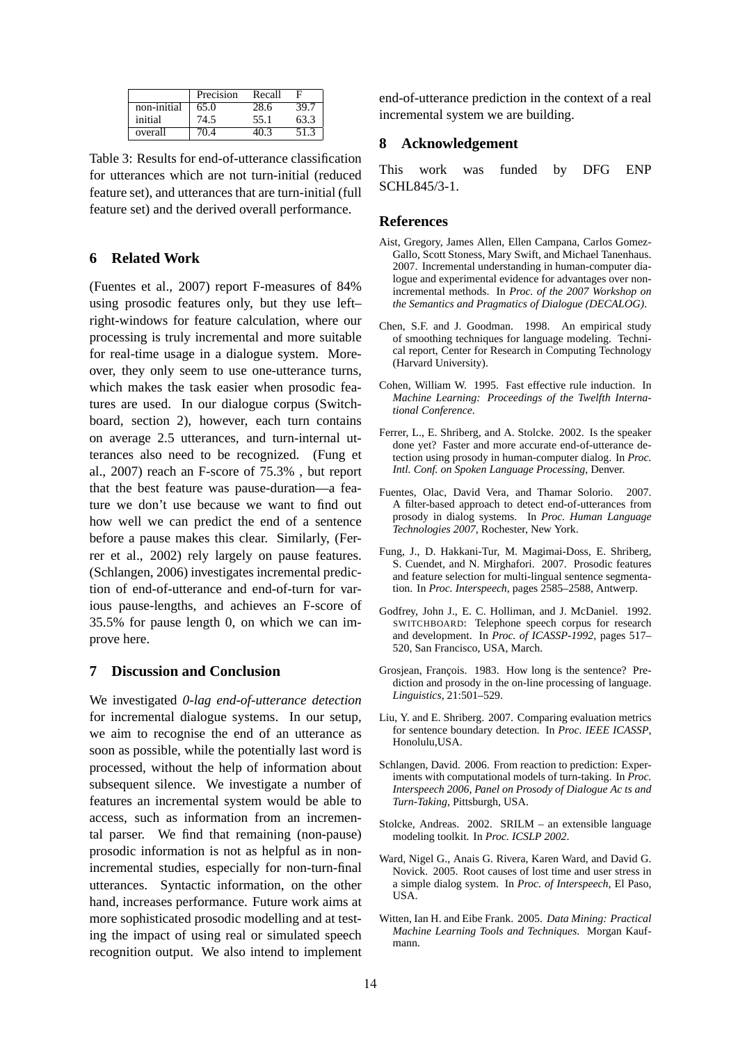| | Precision | Recall | F |
|---|---|---|---|
| non-initial | 65.0 | 28.6 | 39.7 |
| initial | 74.5 | 55.1 | 63.3 |
| overall | 70.4 | 40.3 | 51.3 |

Table 3: Results for end-of-utterance classification for utterances which are not turn-initial (reduced feature set), and utterances that are turn-initial (full feature set) and the derived overall performance.

## 6 Related Work

(Fuentes et al., 2007) report F-measures of 84% using prosodic features only, but they use left–right-windows for feature calculation, where our processing is truly incremental and more suitable for real-time usage in a dialogue system. Moreover, they only seem to use one-utterance turns, which makes the task easier when prosodic features are used. In our dialogue corpus (Switchboard, section 2), however, each turn contains on average 2.5 utterances, and turn-internal utterances also need to be recognized. (Fung et al., 2007) reach an F-score of 75.3% , but report that the best feature was pause-duration—a feature we don't use because we want to find out how well we can predict the end of a sentence before a pause makes this clear. Similarly, (Ferrer et al., 2002) rely largely on pause features. (Schlangen, 2006) investigates incremental prediction of end-of-utterance and end-of-turn for various pause-lengths, and achieves an F-score of 35.5% for pause length 0, on which we can improve here.

## 7 Discussion and Conclusion

We investigated *0-lag end-of-utterance detection* for incremental dialogue systems. In our setup, we aim to recognise the end of an utterance as soon as possible, while the potentially last word is processed, without the help of information about subsequent silence. We investigate a number of features an incremental system would be able to access, such as information from an incremental parser. We find that remaining (non-pause) prosodic information is not as helpful as in non-incremental studies, especially for non-turn-final utterances. Syntactic information, on the other hand, increases performance. Future work aims at more sophisticated prosodic modelling and at testing the impact of using real or simulated speech recognition output. We also intend to implement end-of-utterance prediction in the context of a real incremental system we are building.

## 8 Acknowledgement

This work was funded by DFG ENP SCHL845/3-1.

## References

Aist, Gregory, James Allen, Ellen Campana, Carlos Gomez-Gallo, Scott Stoness, Mary Swift, and Michael Tanenhaus. 2007. Incremental understanding in human-computer dialogue and experimental evidence for advantages over nonincremental methods. In *Proc. of the 2007 Workshop on the Semantics and Pragmatics of Dialogue (DECALOG)*.

Chen, S.F. and J. Goodman. 1998. An empirical study of smoothing techniques for language modeling. Technical report, Center for Research in Computing Technology (Harvard University).

Cohen, William W. 1995. Fast effective rule induction. In *Machine Learning: Proceedings of the Twelfth International Conference*.

Ferrer, L., E. Shriberg, and A. Stolcke. 2002. Is the speaker done yet? Faster and more accurate end-of-utterance detection using prosody in human-computer dialog. In *Proc. Intl. Conf. on Spoken Language Processing*, Denver.

Fuentes, Olac, David Vera, and Thamar Solorio. 2007. A filter-based approach to detect end-of-utterances from prosody in dialog systems. In *Proc. Human Language Technologies 2007*, Rochester, New York.

Fung, J., D. Hakkani-Tur, M. Magimai-Doss, E. Shriberg, S. Cuendet, and N. Mirghafori. 2007. Prosodic features and feature selection for multi-lingual sentence segmentation. In *Proc. Interspeech*, pages 2585–2588, Antwerp.

Godfrey, John J., E. C. Holliman, and J. McDaniel. 1992. SWITCHBOARD: Telephone speech corpus for research and development. In *Proc. of ICASSP-1992*, pages 517–520, San Francisco, USA, March.

Grosjean, François. 1983. How long is the sentence? Prediction and prosody in the on-line processing of language. *Linguistics*, 21:501–529.

Liu, Y. and E. Shriberg. 2007. Comparing evaluation metrics for sentence boundary detection. In *Proc. IEEE ICASSP*, Honolulu,USA.

Schlangen, David. 2006. From reaction to prediction: Experiments with computational models of turn-taking. In *Proc. Interspeech 2006, Panel on Prosody of Dialogue Ac ts and Turn-Taking*, Pittsburgh, USA.

Stolcke, Andreas. 2002. SRILM – an extensible language modeling toolkit. In *Proc. ICSLP 2002*.

Ward, Nigel G., Anais G. Rivera, Karen Ward, and David G. Novick. 2005. Root causes of lost time and user stress in a simple dialog system. In *Proc. of Interspeech*, El Paso, USA.

Witten, Ian H. and Eibe Frank. 2005. *Data Mining: Practical Machine Learning Tools and Techniques*. Morgan Kaufmann.